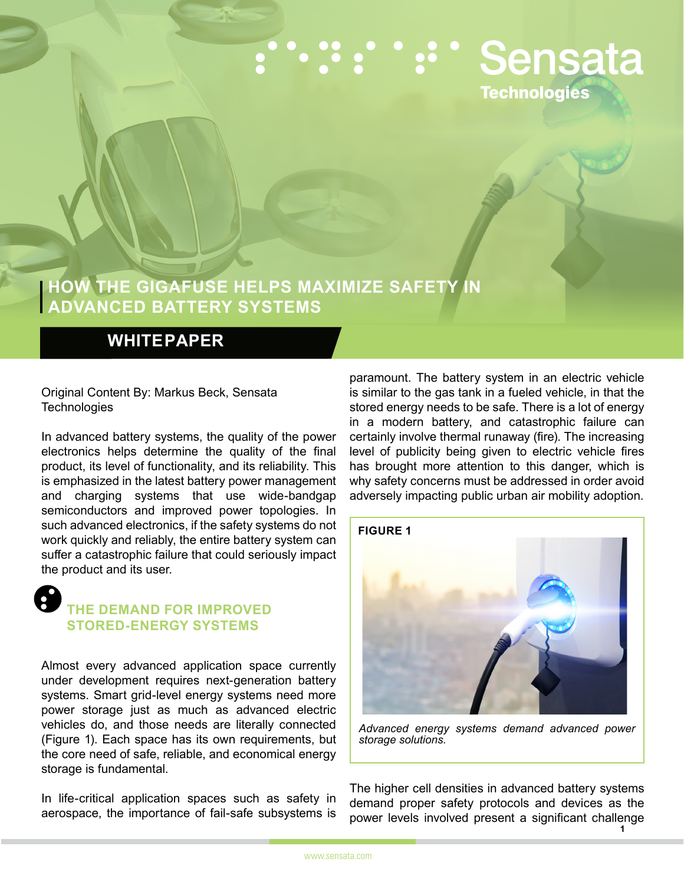# HOW THE GIGAFUSE HELPS MAXIMIZE SAFETY IN ADVANCED BATTERY SYSTEMS

## WHITEPAPER

Original Content By: Markus Beck, Sensata Technologies

In advanced battery systems, the quality of the power electronics helps determine the quality of the final product, its level of functionality, and its reliability. This is emphasized in the latest battery power management and charging systems that use wide-bandgap semiconductors and improved power topologies. In such advanced electronics, if the safety systems do not work quickly and reliably, the entire battery system can suffer a catastrophic failure that could seriously impact the product and its user.

## THE DEMAND FOR IMPROVED STORED-ENERGY SYSTEMS

Almost every advanced application space currently under development requires next-generation battery systems. Smart grid-level energy systems need more power storage just as much as advanced electric vehicles do, and those needs are literally connected (Figure 1). Each space has its own requirements, but the core need of safe, reliable, and economical energy storage is fundamental.

In life-critical application spaces such as safety in aerospace, the importance of fail-safe subsystems is paramount. The battery system in an electric vehicle is similar to the gas tank in a fueled vehicle, in that the stored energy needs to be safe. There is a lot of energy in a modern battery, and catastrophic failure can certainly involve thermal runaway (fire). The increasing level of publicity being given to electric vehicle fires has brought more attention to this danger, which is why safety concerns must be addressed in order avoid adversely impacting public urban air mobility adoption.

**FIGURE 1**

*Advanced energy systems demand advanced power storage solutions.*

The higher cell densities in advanced battery systems demand proper safety protocols and devices as the power levels involved present a significant challenge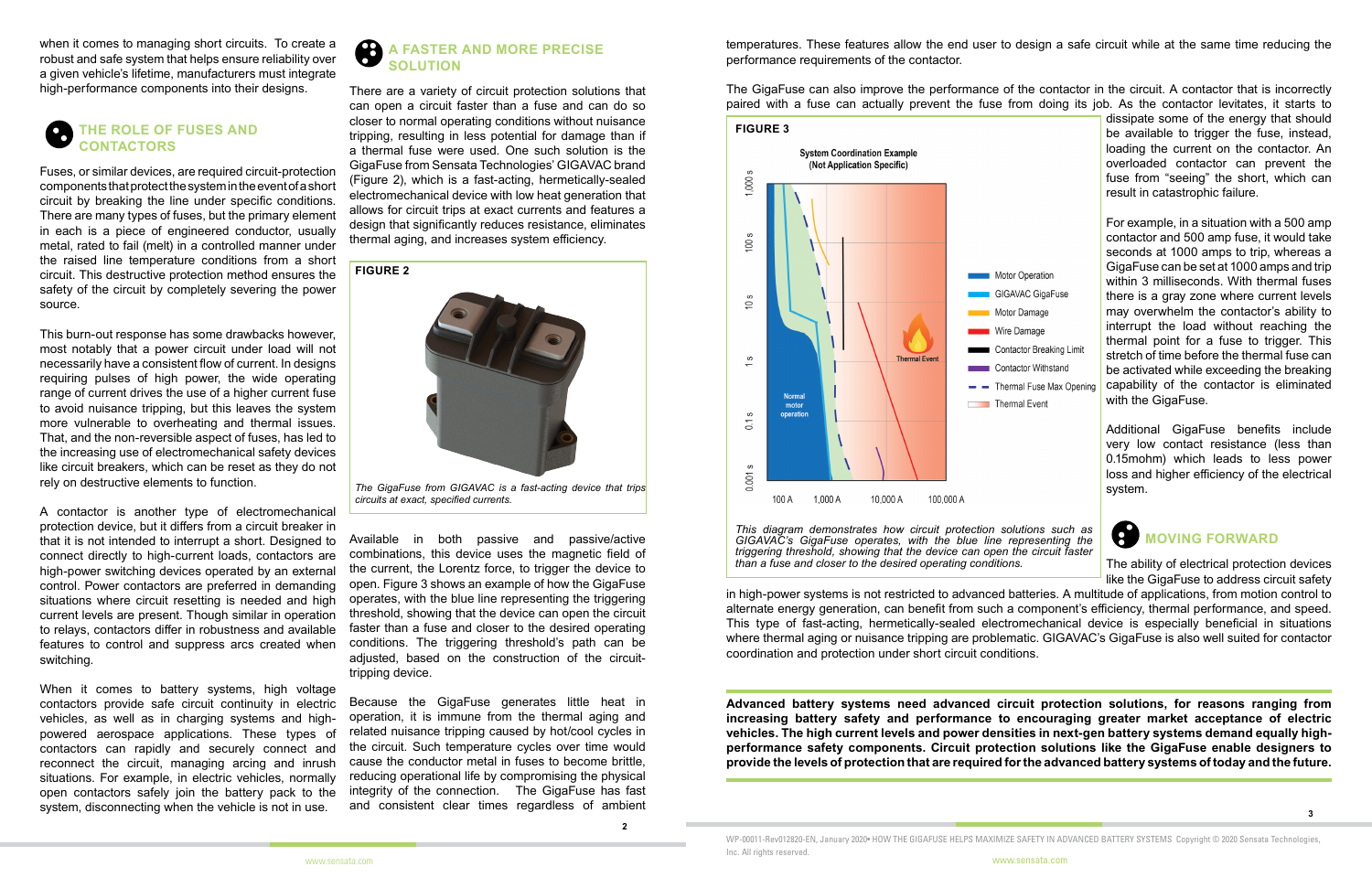when it comes to managing short circuits. To create a robust and safe system that helps ensure reliability over a given vehicle's lifetime, manufacturers must integrate high-performance components into their designs.

## THE ROLE OF FUSES AND CONTACTORS

Fuses, or similar devices, are required circuit-protection components that protect the system in the event of a short circuit by breaking the line under specific conditions. There are many types of fuses, but the primary element in each is a piece of engineered conductor, usually metal, rated to fail (melt) in a controlled manner under the raised line temperature conditions from a short circuit. This destructive protection method ensures the safety of the circuit by completely severing the power source.

This burn-out response has some drawbacks however, most notably that a power circuit under load will not necessarily have a consistent flow of current. In designs requiring pulses of high power, the wide operating range of current drives the use of a higher current fuse to avoid nuisance tripping, but this leaves the system more vulnerable to overheating and thermal issues. That, and the non-reversible aspect of fuses, has led to the increasing use of electromechanical safety devices like circuit breakers, which can be reset as they do not rely on destructive elements to function.

A contactor is another type of electromechanical protection device, but it differs from a circuit breaker in that it is not intended to interrupt a short. Designed to connect directly to high-current loads, contactors are high-power switching devices operated by an external control. Power contactors are preferred in demanding situations where circuit resetting is needed and high current levels are present. Though similar in operation to relays, contactors differ in robustness and available features to control and suppress arcs created when switching.

When it comes to battery systems, high voltage contactors provide safe circuit continuity in electric vehicles, as well as in charging systems and high-powered aerospace applications. These types of contactors can rapidly and securely connect and reconnect the circuit, managing arcing and inrush situations. For example, in electric vehicles, normally open contactors safely join the battery pack to the system, disconnecting when the vehicle is not in use.

## A FASTER AND MORE PRECISE SOLUTION

There are a variety of circuit protection solutions that can open a circuit faster than a fuse and can do so closer to normal operating conditions without nuisance tripping, resulting in less potential for damage than if a thermal fuse were used. One such solution is the GigaFuse from Sensata Technologies' GIGAVAC brand (Figure 2), which is a fast-acting, hermetically-sealed electromechanical device with low heat generation that allows for circuit trips at exact currents and features a design that significantly reduces resistance, eliminates thermal aging, and increases system efficiency.

**FIGURE 2**

*The GigaFuse from GIGAVAC is a fast-acting device that trips circuits at exact, specified currents.*

Available in both passive and passive/active combinations, this device uses the magnetic field of the current, the Lorentz force, to trigger the device to open. Figure 3 shows an example of how the GigaFuse operates, with the blue line representing the triggering threshold, showing that the device can open the circuit faster than a fuse and closer to the desired operating conditions. The triggering threshold's path can be adjusted, based on the construction of the circuit-tripping device.

Because the GigaFuse generates little heat in operation, it is immune from the thermal aging and related nuisance tripping caused by hot/cool cycles in the circuit. Such temperature cycles over time would cause the conductor metal in fuses to become brittle, reducing operational life by compromising the physical integrity of the connection. The GigaFuse has fast and consistent clear times regardless of ambient temperatures. These features allow the end user to design a safe circuit while at the same time reducing the performance requirements of the contactor.

The GigaFuse can also improve the performance of the contactor in the circuit. A contactor that is incorrectly paired with a fuse can actually prevent the fuse from doing its job. As the contactor levitates, it starts to dissipate some of the energy that should be available to trigger the fuse, instead, loading the current on the contactor. An overloaded contactor can prevent the fuse from "seeing" the short, which can result in catastrophic failure.

**FIGURE 3**

System Coordination Example
(Not Application Specific)

1,000 s
100 s
10 s
1 s
0.1 s
0.001 s

100 A
1,000 A
10,000 A
100,000 A

Normal motor operation
Thermal Event

Motor Operation
GIGAVAC GigaFuse
Motor Damage
Wire Damage
Contactor Breaking Limit
Contactor Withstand
Thermal Fuse Max Opening
Thermal Event

*This diagram demonstrates how circuit protection solutions such as GIGAVAC's GigaFuse operates, with the blue line representing the triggering threshold, showing that the device can open the circuit faster than a fuse and closer to the desired operating conditions.*

For example, in a situation with a 500 amp contactor and 500 amp fuse, it would take seconds at 1000 amps to trip, whereas a GigaFuse can be set at 1000 amps and trip within 3 milliseconds. With thermal fuses there is a gray zone where current levels may overwhelm the contactor's ability to interrupt the load without reaching the thermal point for a fuse to trigger. This stretch of time before the thermal fuse can be activated while exceeding the breaking capability of the contactor is eliminated with the GigaFuse.

Additional GigaFuse benefits include very low contact resistance (less than 0.15mohm) which leads to less power loss and higher efficiency of the electrical system.

## MOVING FORWARD

The ability of electrical protection devices like the GigaFuse to address circuit safety in high-power systems is not restricted to advanced batteries. A multitude of applications, from motion control to alternate energy generation, can benefit from such a component's efficiency, thermal performance, and speed. This type of fast-acting, hermetically-sealed electromechanical device is especially beneficial in situations where thermal aging or nuisance tripping are problematic. GIGAVAC's GigaFuse is also well suited for contactor coordination and protection under short circuit conditions.

**Advanced battery systems need advanced circuit protection solutions, for reasons ranging from increasing battery safety and performance to encouraging greater market acceptance of electric vehicles. The high current levels and power densities in next-gen battery systems demand equally high-performance safety components. Circuit protection solutions like the GigaFuse enable designers to provide the levels of protection that are required for the advanced battery systems of today and the future.**

WP-00011-Rev012820-EN, January 2020• HOW THE GIGAFUSE HELPS MAXIMIZE SAFETY IN ADVANCED BATTERY SYSTEMS Copyright © 2020 Sensata Technologies, Inc. All rights reserved.